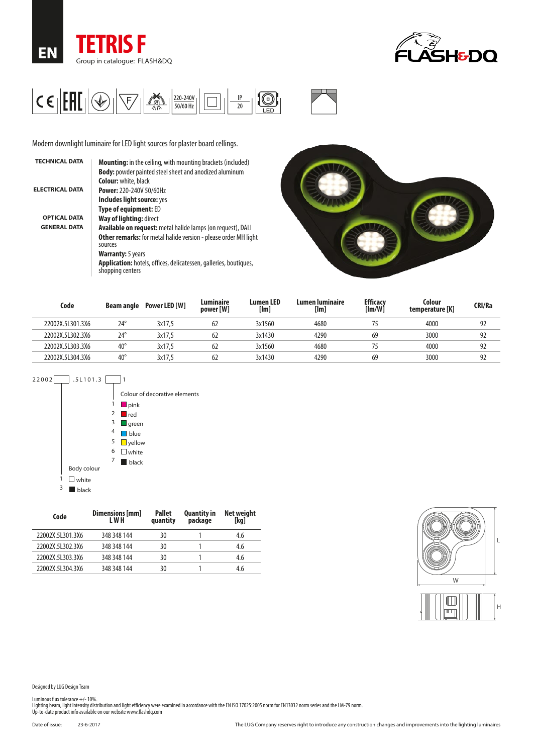EN

# TETRIS F

Group in catalogue: FLASH&DQ

220-240V 50/60 Hz | IP 20 | LED

Modern downlight luminaire for LED light sources for plaster board cellings.

**TECHNICAL DATA**

**Mounting:** in the ceiling, with mounting brackets (included)
**Body:** powder painted steel sheet and anodized aluminum
**Colour:** white, black

**ELECTRICAL DATA**

**Power:** 220-240V 50/60Hz
**Includes light source:** yes
**Type of equipment:** ED

**OPTICAL DATA**

**Way of lighting:** direct

**GENERAL DATA**

**Available on request:** metal halide lamps (on request), DALI
**Other remarks:** for metal halide version - please order MH light sources
**Warranty:** 5 years
**Application:** hotels, offices, delicatessen, galleries, boutiques, shopping centers

| Code | Beam angle | Power LED [W] | Luminaire power [W] | Lumen LED [lm] | Lumen luminaire [lm] | Efficacy [lm/W] | Colour temperature [K] | CRI/Ra |
|---|---|---|---|---|---|---|---|---|
| 22002X.5L301.3X6 | 24° | 3x17,5 | 62 | 3x1560 | 4680 | 75 | 4000 | 92 |
| 22002X.5L302.3X6 | 24° | 3x17,5 | 62 | 3x1430 | 4290 | 69 | 3000 | 92 |
| 22002X.5L303.3X6 | 40° | 3x17,5 | 62 | 3x1560 | 4680 | 75 | 4000 | 92 |
| 22002X.5L304.3X6 | 40° | 3x17,5 | 62 | 3x1430 | 4290 | 69 | 3000 | 92 |

22002[ ].5L101.3[ ]1

Colour of decorative elements
- 1 pink
- 2 red
- 3 green
- 4 blue
- 5 yellow
- 6 white
- 7 black

Body colour
- 1 white
- 3 black

| Code | Dimensions [mm] L W H | Pallet quantity | Quantity in package | Net weight [kg] |
|---|---|---|---|---|
| 22002X.5L301.3X6 | 348 348 144 | 30 | 1 | 4.6 |
| 22002X.5L302.3X6 | 348 348 144 | 30 | 1 | 4.6 |
| 22002X.5L303.3X6 | 348 348 144 | 30 | 1 | 4.6 |
| 22002X.5L304.3X6 | 348 348 144 | 30 | 1 | 4.6 |

L W H

Designed by LUG Design Team

Luminous flux tolerance +/- 10%.
Lighting beam, light intensity distribution and light efficiency were examined in accordance with the EN ISO 17025:2005 norm for EN13032 norm series and the LM-79 norm.
Up-to-date product info available on our website www.flashdq.com

Date of issue: 23-6-2017

The LUG Company reserves right to introduce any construction changes and improvements into the lighting luminaires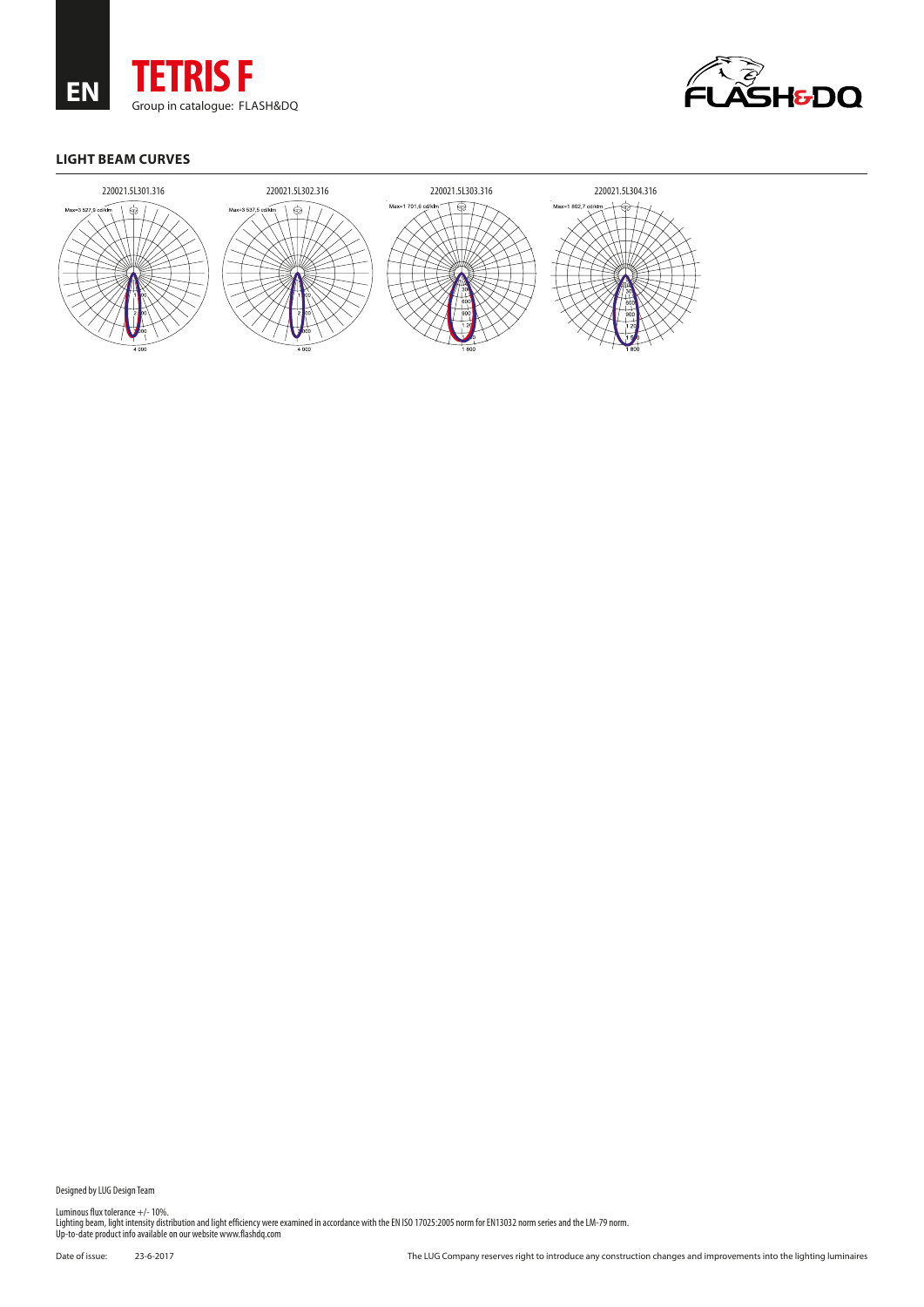EN

# TETRIS F

Group in catalogue: FLASH&DQ

## LIGHT BEAM CURVES

220021.5L301.316

Max=3 527,9 cd/klm

1 300

2 600

3 900

4 000

220021.5L302.316

Max=3 537,5 cd/klm

1 300

2 600

3 900

4 000

220021.5L303.316

Max=1 701,6 cd/klm

300

600

900

1 200

1 500

1 800

220021.5L304.316

Max=1 802,7 cd/klm

300

600

900

1 200

1 500

1 800

Designed by LUG Design Team

Luminous flux tolerance +/- 10%.
Lighting beam, light intensity distribution and light efficiency were examined in accordance with the EN ISO 17025:2005 norm for EN13032 norm series and the LM-79 norm.
Up-to-date product info available on our website www.flashdq.com

Date of issue: 23-6-2017

The LUG Company reserves right to introduce any construction changes and improvements into the lighting luminaires